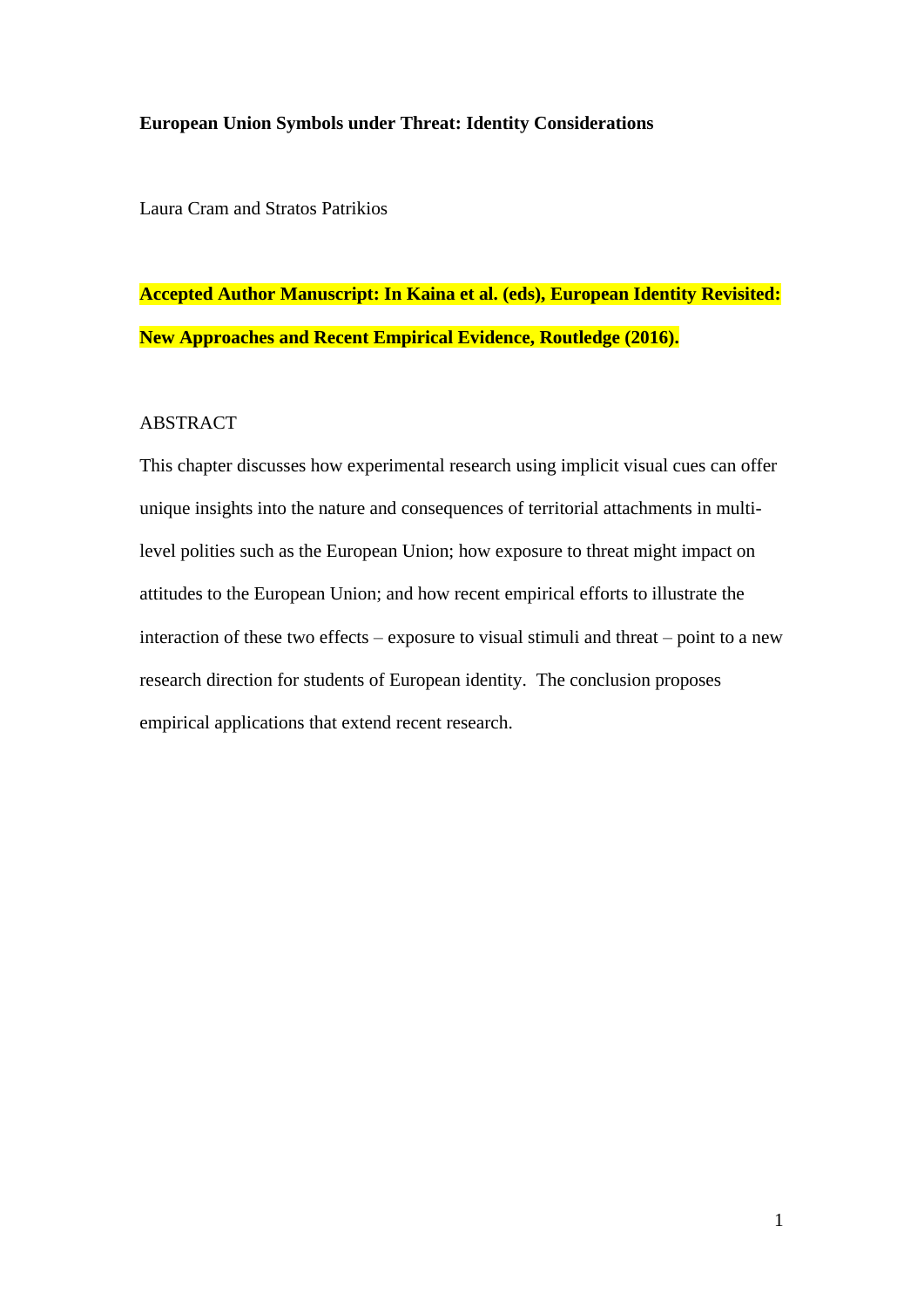# European Union Symbols under Threat: Identity Considerations

Laura Cram and Stratos Patrikios

**Accepted Author Manuscript: In Kaina et al. (eds), European Identity Revisited: New Approaches and Recent Empirical Evidence, Routledge (2016).**

## ABSTRACT

This chapter discusses how experimental research using implicit visual cues can offer unique insights into the nature and consequences of territorial attachments in multi-level polities such as the European Union; how exposure to threat might impact on attitudes to the European Union; and how recent empirical efforts to illustrate the interaction of these two effects – exposure to visual stimuli and threat – point to a new research direction for students of European identity. The conclusion proposes empirical applications that extend recent research.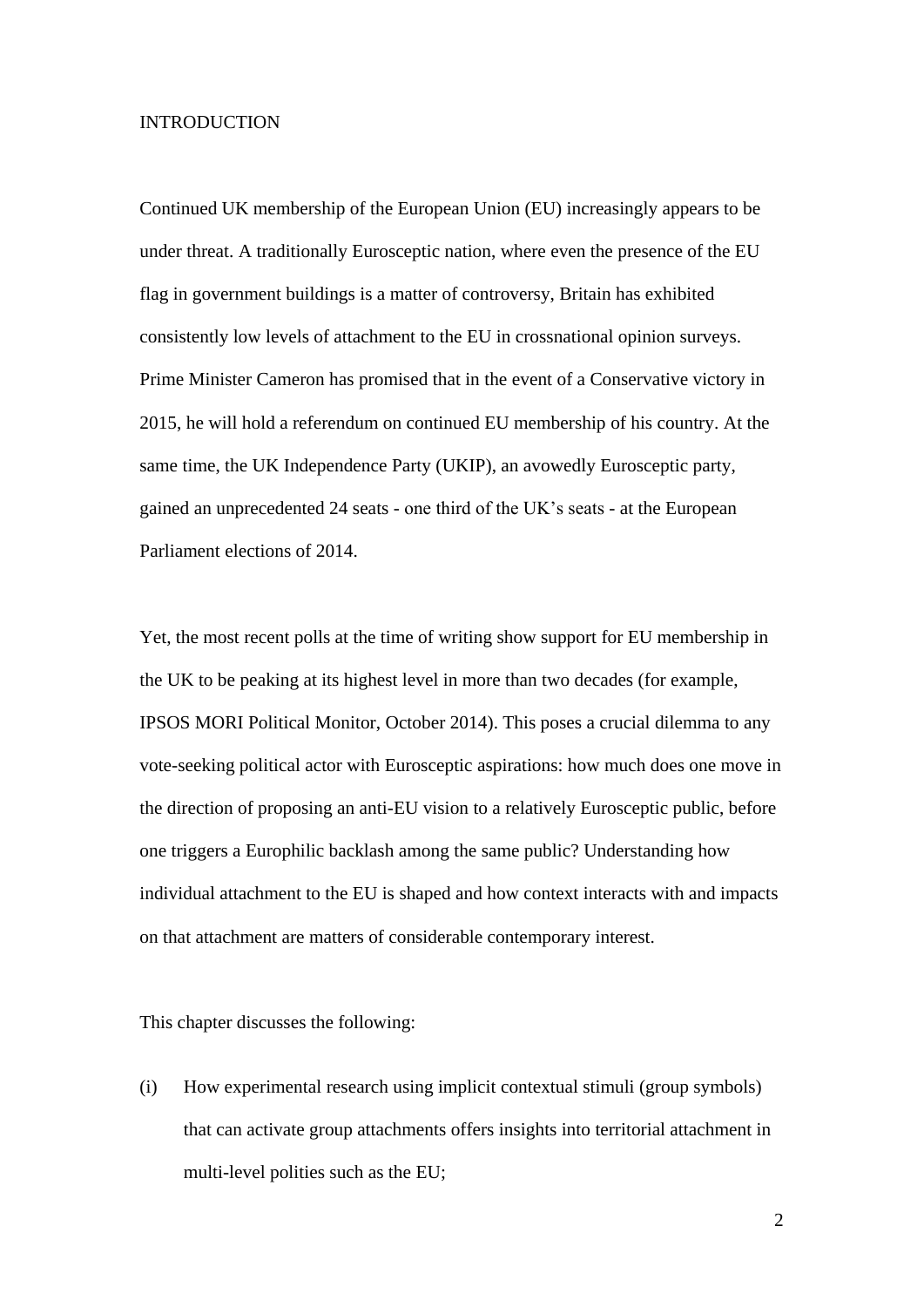## INTRODUCTION

Continued UK membership of the European Union (EU) increasingly appears to be under threat. A traditionally Eurosceptic nation, where even the presence of the EU flag in government buildings is a matter of controversy, Britain has exhibited consistently low levels of attachment to the EU in crossnational opinion surveys. Prime Minister Cameron has promised that in the event of a Conservative victory in 2015, he will hold a referendum on continued EU membership of his country. At the same time, the UK Independence Party (UKIP), an avowedly Eurosceptic party, gained an unprecedented 24 seats - one third of the UK's seats - at the European Parliament elections of 2014.

Yet, the most recent polls at the time of writing show support for EU membership in the UK to be peaking at its highest level in more than two decades (for example, IPSOS MORI Political Monitor, October 2014). This poses a crucial dilemma to any vote-seeking political actor with Eurosceptic aspirations: how much does one move in the direction of proposing an anti-EU vision to a relatively Eurosceptic public, before one triggers a Europhilic backlash among the same public? Understanding how individual attachment to the EU is shaped and how context interacts with and impacts on that attachment are matters of considerable contemporary interest.

This chapter discusses the following:

(i) How experimental research using implicit contextual stimuli (group symbols) that can activate group attachments offers insights into territorial attachment in multi-level polities such as the EU;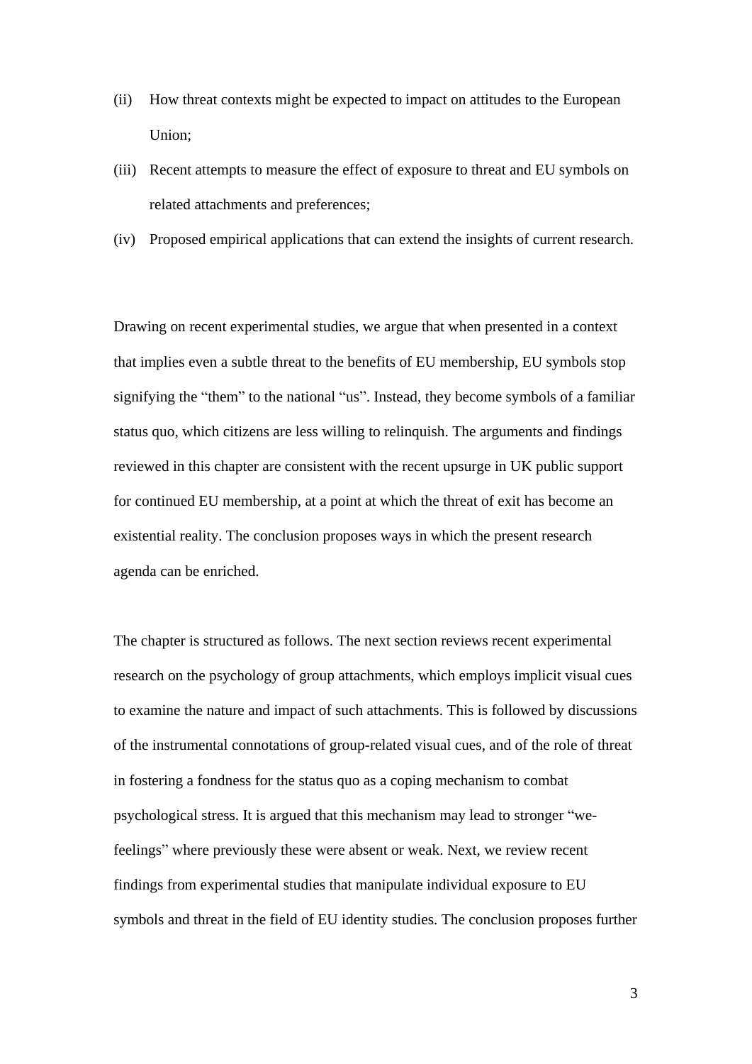(ii) How threat contexts might be expected to impact on attitudes to the European Union;

(iii) Recent attempts to measure the effect of exposure to threat and EU symbols on related attachments and preferences;

(iv) Proposed empirical applications that can extend the insights of current research.

Drawing on recent experimental studies, we argue that when presented in a context that implies even a subtle threat to the benefits of EU membership, EU symbols stop signifying the "them" to the national "us". Instead, they become symbols of a familiar status quo, which citizens are less willing to relinquish. The arguments and findings reviewed in this chapter are consistent with the recent upsurge in UK public support for continued EU membership, at a point at which the threat of exit has become an existential reality. The conclusion proposes ways in which the present research agenda can be enriched.

The chapter is structured as follows. The next section reviews recent experimental research on the psychology of group attachments, which employs implicit visual cues to examine the nature and impact of such attachments. This is followed by discussions of the instrumental connotations of group-related visual cues, and of the role of threat in fostering a fondness for the status quo as a coping mechanism to combat psychological stress. It is argued that this mechanism may lead to stronger "we-feelings" where previously these were absent or weak. Next, we review recent findings from experimental studies that manipulate individual exposure to EU symbols and threat in the field of EU identity studies. The conclusion proposes further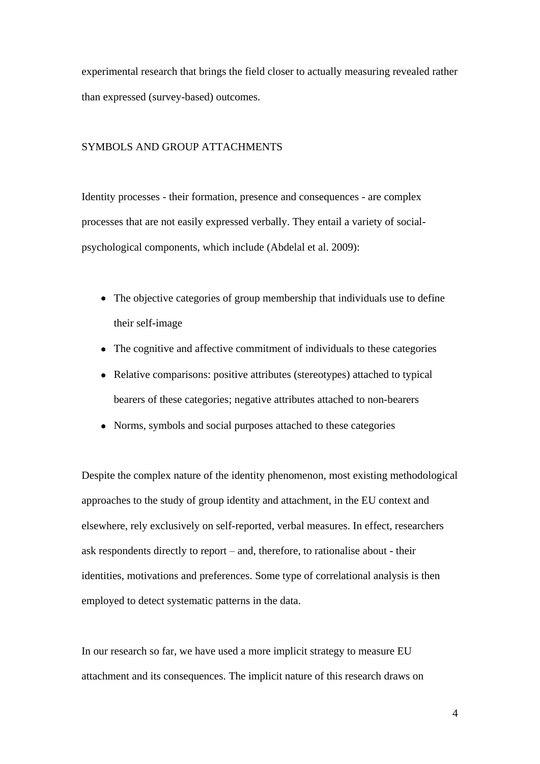experimental research that brings the field closer to actually measuring revealed rather than expressed (survey-based) outcomes.

## SYMBOLS AND GROUP ATTACHMENTS

Identity processes - their formation, presence and consequences - are complex processes that are not easily expressed verbally. They entail a variety of social-psychological components, which include (Abdelal et al. 2009):

- The objective categories of group membership that individuals use to define their self-image
- The cognitive and affective commitment of individuals to these categories
- Relative comparisons: positive attributes (stereotypes) attached to typical bearers of these categories; negative attributes attached to non-bearers
- Norms, symbols and social purposes attached to these categories

Despite the complex nature of the identity phenomenon, most existing methodological approaches to the study of group identity and attachment, in the EU context and elsewhere, rely exclusively on self-reported, verbal measures. In effect, researchers ask respondents directly to report – and, therefore, to rationalise about - their identities, motivations and preferences. Some type of correlational analysis is then employed to detect systematic patterns in the data.

In our research so far, we have used a more implicit strategy to measure EU attachment and its consequences. The implicit nature of this research draws on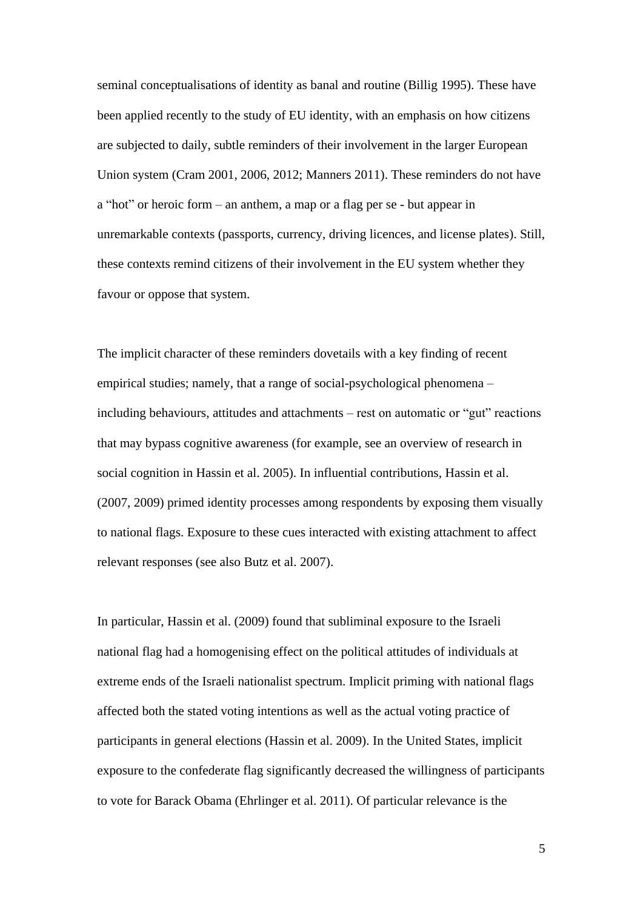seminal conceptualisations of identity as banal and routine (Billig 1995). These have been applied recently to the study of EU identity, with an emphasis on how citizens are subjected to daily, subtle reminders of their involvement in the larger European Union system (Cram 2001, 2006, 2012; Manners 2011). These reminders do not have a "hot" or heroic form – an anthem, a map or a flag per se - but appear in unremarkable contexts (passports, currency, driving licences, and license plates). Still, these contexts remind citizens of their involvement in the EU system whether they favour or oppose that system.

The implicit character of these reminders dovetails with a key finding of recent empirical studies; namely, that a range of social-psychological phenomena – including behaviours, attitudes and attachments – rest on automatic or "gut" reactions that may bypass cognitive awareness (for example, see an overview of research in social cognition in Hassin et al. 2005). In influential contributions, Hassin et al. (2007, 2009) primed identity processes among respondents by exposing them visually to national flags. Exposure to these cues interacted with existing attachment to affect relevant responses (see also Butz et al. 2007).

In particular, Hassin et al. (2009) found that subliminal exposure to the Israeli national flag had a homogenising effect on the political attitudes of individuals at extreme ends of the Israeli nationalist spectrum. Implicit priming with national flags affected both the stated voting intentions as well as the actual voting practice of participants in general elections (Hassin et al. 2009). In the United States, implicit exposure to the confederate flag significantly decreased the willingness of participants to vote for Barack Obama (Ehrlinger et al. 2011). Of particular relevance is the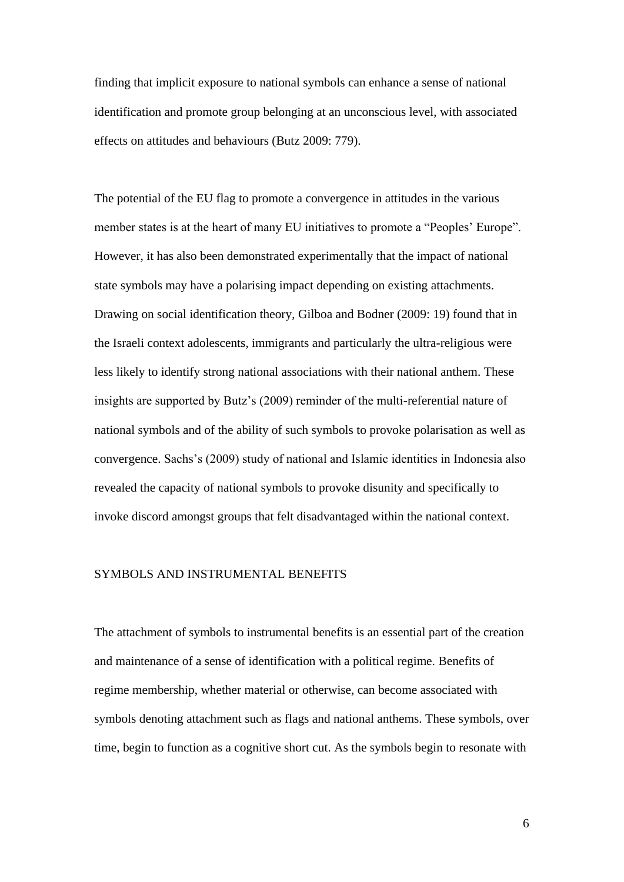finding that implicit exposure to national symbols can enhance a sense of national identification and promote group belonging at an unconscious level, with associated effects on attitudes and behaviours (Butz 2009: 779).

The potential of the EU flag to promote a convergence in attitudes in the various member states is at the heart of many EU initiatives to promote a "Peoples' Europe". However, it has also been demonstrated experimentally that the impact of national state symbols may have a polarising impact depending on existing attachments. Drawing on social identification theory, Gilboa and Bodner (2009: 19) found that in the Israeli context adolescents, immigrants and particularly the ultra-religious were less likely to identify strong national associations with their national anthem. These insights are supported by Butz's (2009) reminder of the multi-referential nature of national symbols and of the ability of such symbols to provoke polarisation as well as convergence. Sachs's (2009) study of national and Islamic identities in Indonesia also revealed the capacity of national symbols to provoke disunity and specifically to invoke discord amongst groups that felt disadvantaged within the national context.

## SYMBOLS AND INSTRUMENTAL BENEFITS

The attachment of symbols to instrumental benefits is an essential part of the creation and maintenance of a sense of identification with a political regime. Benefits of regime membership, whether material or otherwise, can become associated with symbols denoting attachment such as flags and national anthems. These symbols, over time, begin to function as a cognitive short cut. As the symbols begin to resonate with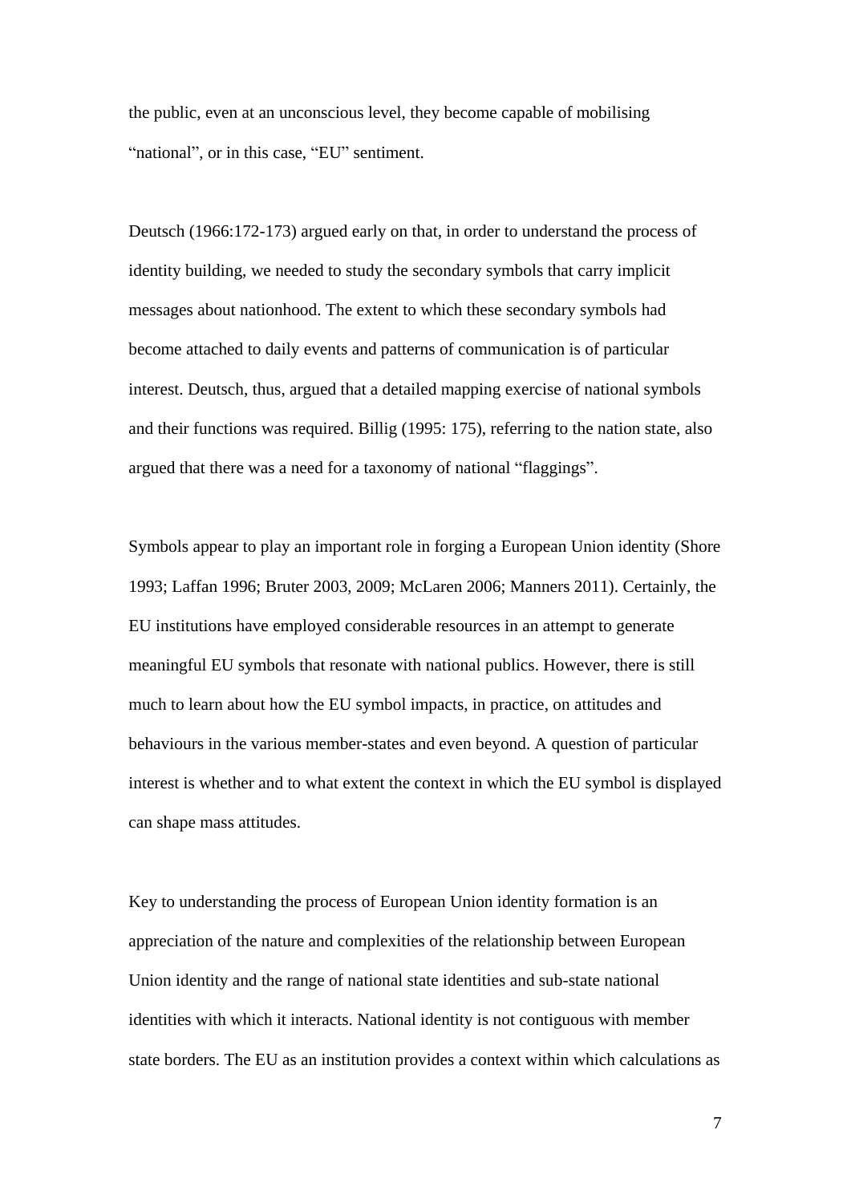the public, even at an unconscious level, they become capable of mobilising "national", or in this case, "EU" sentiment.

Deutsch (1966:172-173) argued early on that, in order to understand the process of identity building, we needed to study the secondary symbols that carry implicit messages about nationhood. The extent to which these secondary symbols had become attached to daily events and patterns of communication is of particular interest. Deutsch, thus, argued that a detailed mapping exercise of national symbols and their functions was required. Billig (1995: 175), referring to the nation state, also argued that there was a need for a taxonomy of national "flaggings".

Symbols appear to play an important role in forging a European Union identity (Shore 1993; Laffan 1996; Bruter 2003, 2009; McLaren 2006; Manners 2011). Certainly, the EU institutions have employed considerable resources in an attempt to generate meaningful EU symbols that resonate with national publics. However, there is still much to learn about how the EU symbol impacts, in practice, on attitudes and behaviours in the various member-states and even beyond. A question of particular interest is whether and to what extent the context in which the EU symbol is displayed can shape mass attitudes.

Key to understanding the process of European Union identity formation is an appreciation of the nature and complexities of the relationship between European Union identity and the range of national state identities and sub-state national identities with which it interacts. National identity is not contiguous with member state borders. The EU as an institution provides a context within which calculations as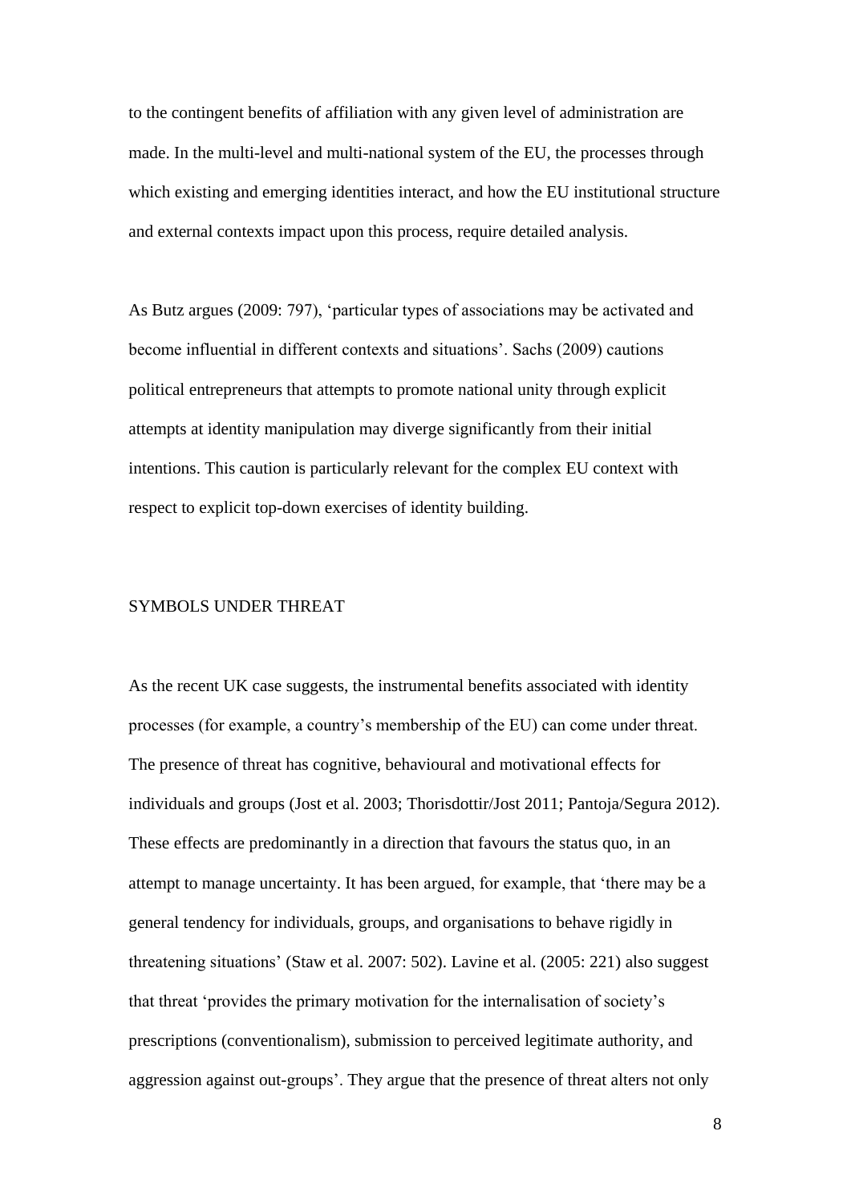to the contingent benefits of affiliation with any given level of administration are made. In the multi-level and multi-national system of the EU, the processes through which existing and emerging identities interact, and how the EU institutional structure and external contexts impact upon this process, require detailed analysis.

As Butz argues (2009: 797), 'particular types of associations may be activated and become influential in different contexts and situations'. Sachs (2009) cautions political entrepreneurs that attempts to promote national unity through explicit attempts at identity manipulation may diverge significantly from their initial intentions. This caution is particularly relevant for the complex EU context with respect to explicit top-down exercises of identity building.

## SYMBOLS UNDER THREAT

As the recent UK case suggests, the instrumental benefits associated with identity processes (for example, a country's membership of the EU) can come under threat. The presence of threat has cognitive, behavioural and motivational effects for individuals and groups (Jost et al. 2003; Thorisdottir/Jost 2011; Pantoja/Segura 2012). These effects are predominantly in a direction that favours the status quo, in an attempt to manage uncertainty. It has been argued, for example, that 'there may be a general tendency for individuals, groups, and organisations to behave rigidly in threatening situations' (Staw et al. 2007: 502). Lavine et al. (2005: 221) also suggest that threat 'provides the primary motivation for the internalisation of society's prescriptions (conventionalism), submission to perceived legitimate authority, and aggression against out-groups'. They argue that the presence of threat alters not only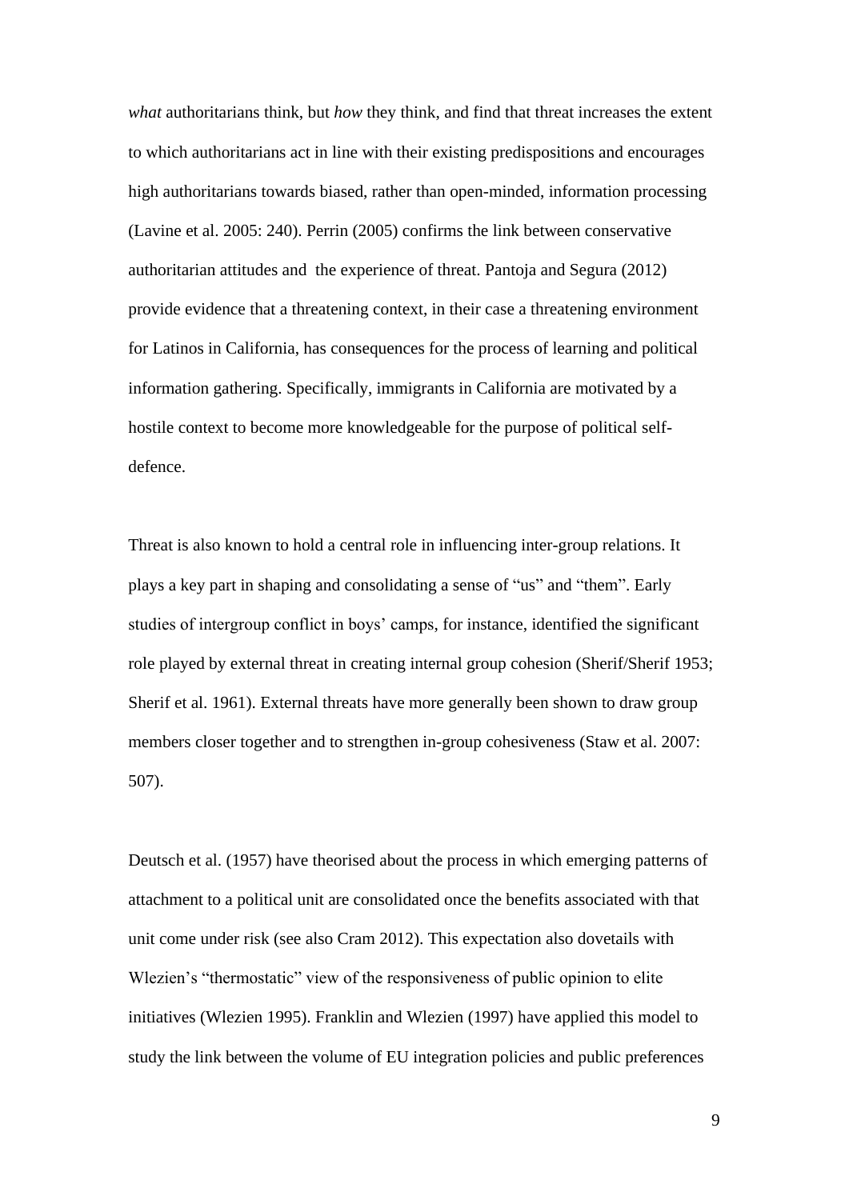*what* authoritarians think, but *how* they think, and find that threat increases the extent to which authoritarians act in line with their existing predispositions and encourages high authoritarians towards biased, rather than open-minded, information processing (Lavine et al. 2005: 240). Perrin (2005) confirms the link between conservative authoritarian attitudes and the experience of threat. Pantoja and Segura (2012) provide evidence that a threatening context, in their case a threatening environment for Latinos in California, has consequences for the process of learning and political information gathering. Specifically, immigrants in California are motivated by a hostile context to become more knowledgeable for the purpose of political self-defence.

Threat is also known to hold a central role in influencing inter-group relations. It plays a key part in shaping and consolidating a sense of "us" and "them". Early studies of intergroup conflict in boys' camps, for instance, identified the significant role played by external threat in creating internal group cohesion (Sherif/Sherif 1953; Sherif et al. 1961). External threats have more generally been shown to draw group members closer together and to strengthen in-group cohesiveness (Staw et al. 2007: 507).

Deutsch et al. (1957) have theorised about the process in which emerging patterns of attachment to a political unit are consolidated once the benefits associated with that unit come under risk (see also Cram 2012). This expectation also dovetails with Wlezien's "thermostatic" view of the responsiveness of public opinion to elite initiatives (Wlezien 1995). Franklin and Wlezien (1997) have applied this model to study the link between the volume of EU integration policies and public preferences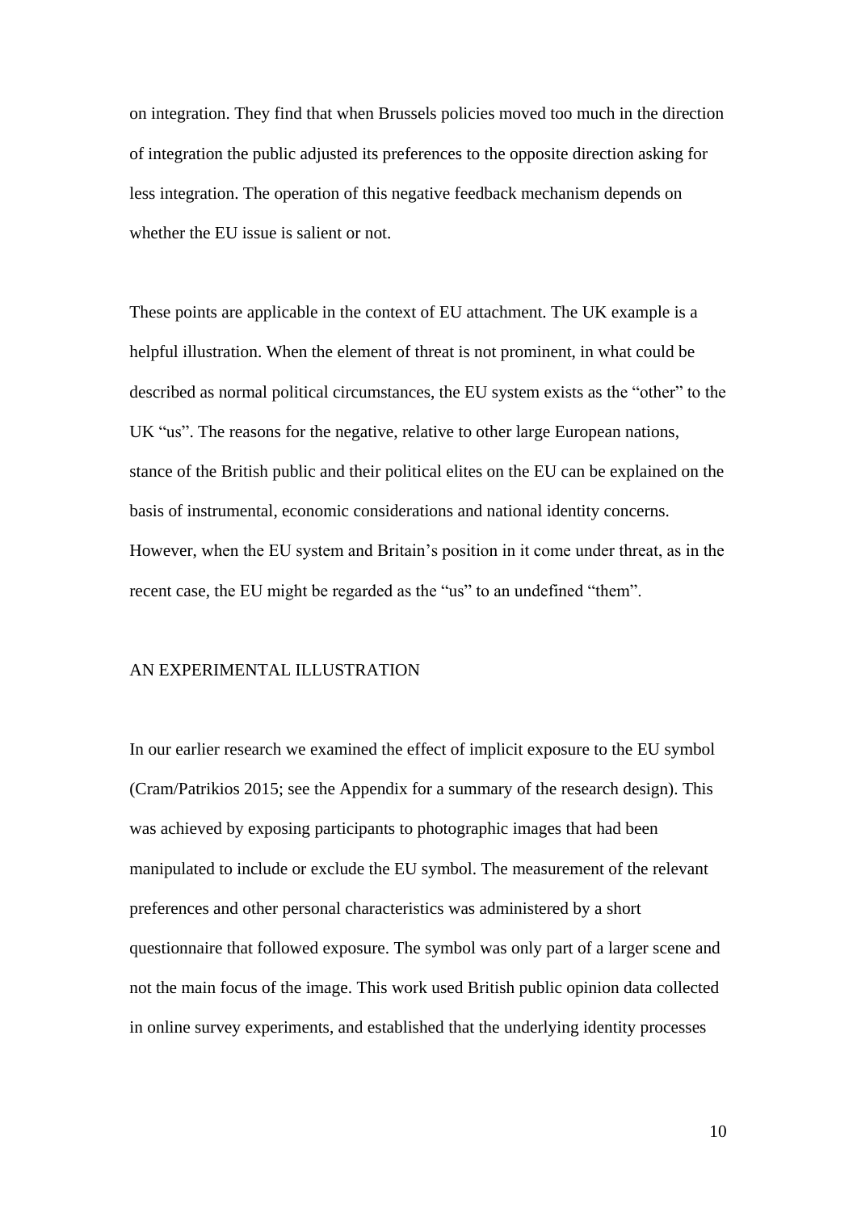on integration. They find that when Brussels policies moved too much in the direction of integration the public adjusted its preferences to the opposite direction asking for less integration. The operation of this negative feedback mechanism depends on whether the EU issue is salient or not.

These points are applicable in the context of EU attachment. The UK example is a helpful illustration. When the element of threat is not prominent, in what could be described as normal political circumstances, the EU system exists as the "other" to the UK "us". The reasons for the negative, relative to other large European nations, stance of the British public and their political elites on the EU can be explained on the basis of instrumental, economic considerations and national identity concerns. However, when the EU system and Britain's position in it come under threat, as in the recent case, the EU might be regarded as the "us" to an undefined "them".

## AN EXPERIMENTAL ILLUSTRATION

In our earlier research we examined the effect of implicit exposure to the EU symbol (Cram/Patrikios 2015; see the Appendix for a summary of the research design). This was achieved by exposing participants to photographic images that had been manipulated to include or exclude the EU symbol. The measurement of the relevant preferences and other personal characteristics was administered by a short questionnaire that followed exposure. The symbol was only part of a larger scene and not the main focus of the image. This work used British public opinion data collected in online survey experiments, and established that the underlying identity processes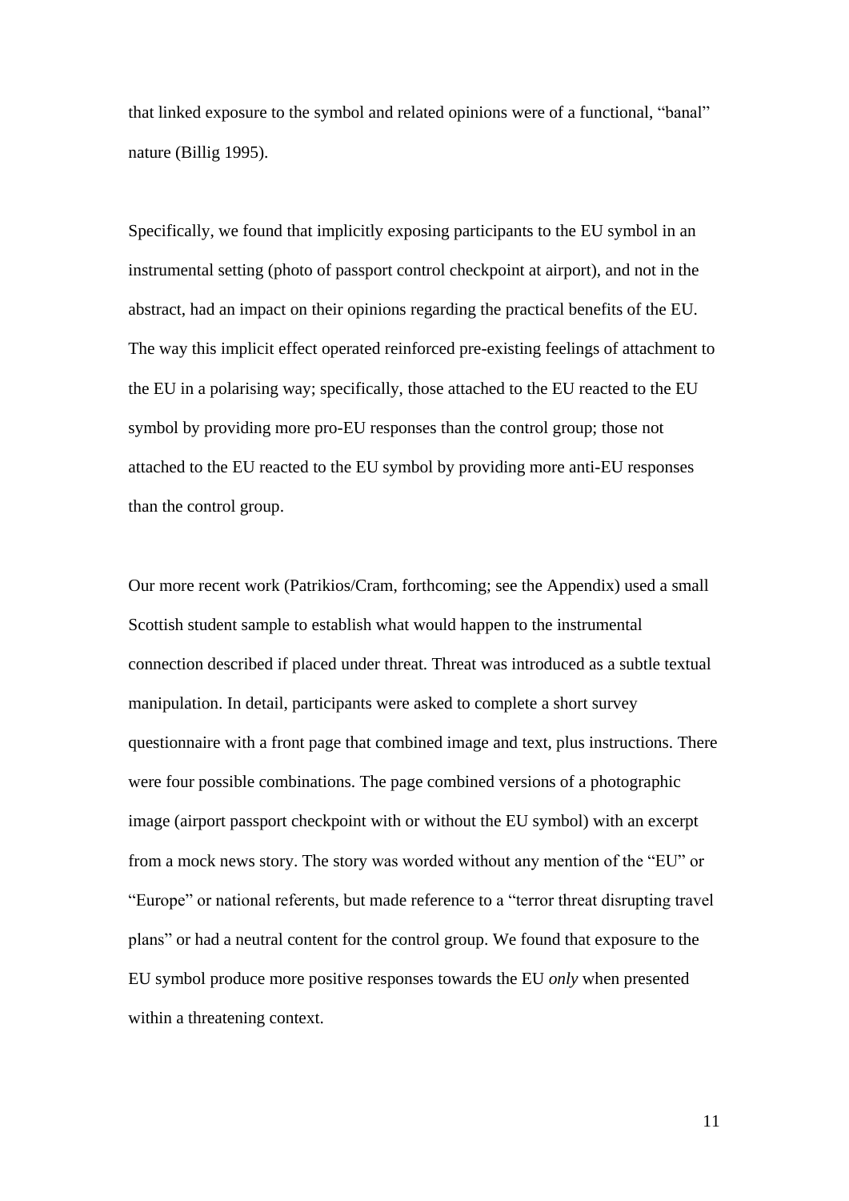that linked exposure to the symbol and related opinions were of a functional, “banal” nature (Billig 1995).

Specifically, we found that implicitly exposing participants to the EU symbol in an instrumental setting (photo of passport control checkpoint at airport), and not in the abstract, had an impact on their opinions regarding the practical benefits of the EU. The way this implicit effect operated reinforced pre-existing feelings of attachment to the EU in a polarising way; specifically, those attached to the EU reacted to the EU symbol by providing more pro-EU responses than the control group; those not attached to the EU reacted to the EU symbol by providing more anti-EU responses than the control group.

Our more recent work (Patrikios/Cram, forthcoming; see the Appendix) used a small Scottish student sample to establish what would happen to the instrumental connection described if placed under threat. Threat was introduced as a subtle textual manipulation. In detail, participants were asked to complete a short survey questionnaire with a front page that combined image and text, plus instructions. There were four possible combinations. The page combined versions of a photographic image (airport passport checkpoint with or without the EU symbol) with an excerpt from a mock news story. The story was worded without any mention of the “EU” or “Europe” or national referents, but made reference to a “terror threat disrupting travel plans” or had a neutral content for the control group. We found that exposure to the EU symbol produce more positive responses towards the EU *only* when presented within a threatening context.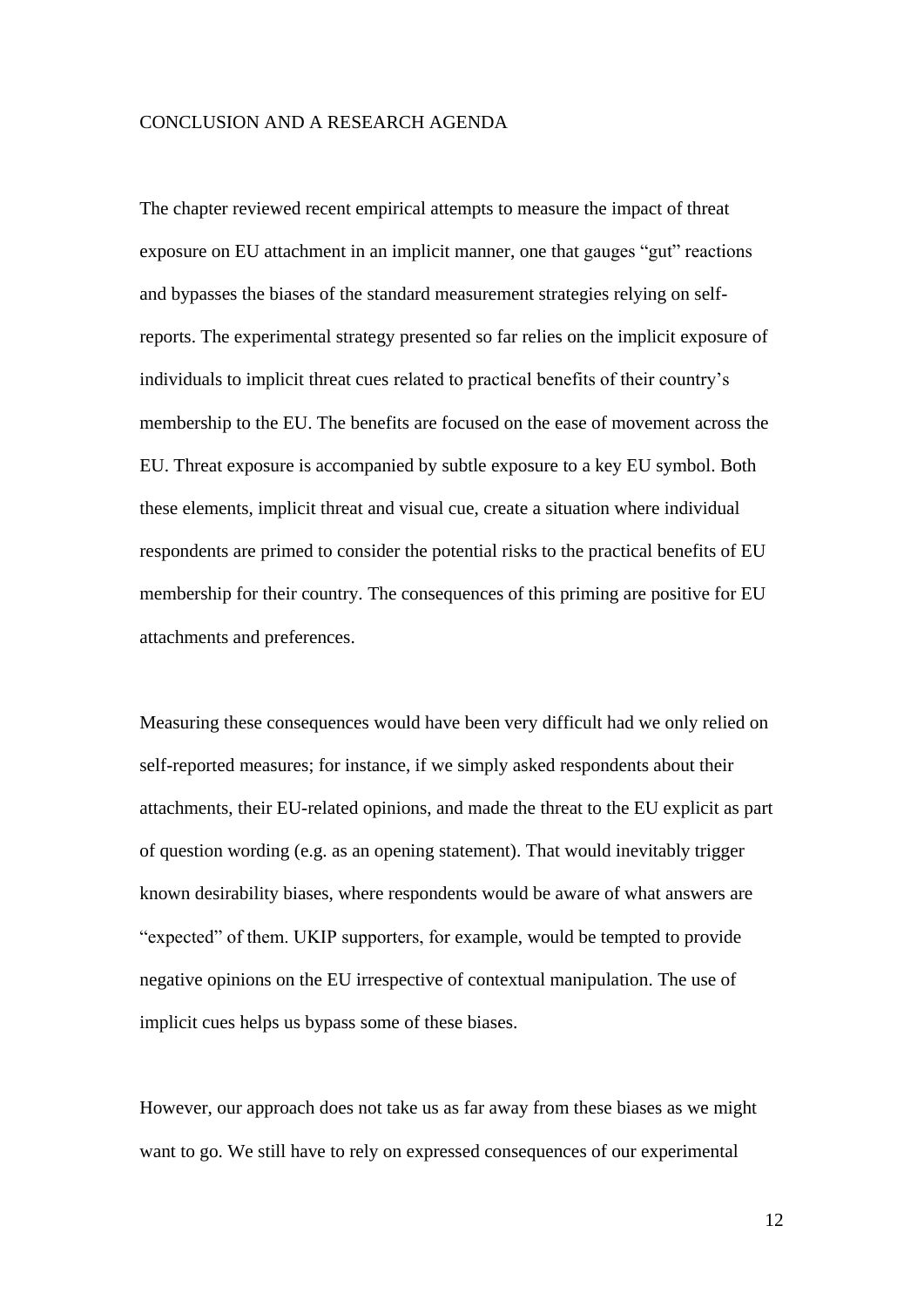## CONCLUSION AND A RESEARCH AGENDA

The chapter reviewed recent empirical attempts to measure the impact of threat exposure on EU attachment in an implicit manner, one that gauges "gut" reactions and bypasses the biases of the standard measurement strategies relying on self-reports. The experimental strategy presented so far relies on the implicit exposure of individuals to implicit threat cues related to practical benefits of their country's membership to the EU. The benefits are focused on the ease of movement across the EU. Threat exposure is accompanied by subtle exposure to a key EU symbol. Both these elements, implicit threat and visual cue, create a situation where individual respondents are primed to consider the potential risks to the practical benefits of EU membership for their country. The consequences of this priming are positive for EU attachments and preferences.

Measuring these consequences would have been very difficult had we only relied on self-reported measures; for instance, if we simply asked respondents about their attachments, their EU-related opinions, and made the threat to the EU explicit as part of question wording (e.g. as an opening statement). That would inevitably trigger known desirability biases, where respondents would be aware of what answers are "expected" of them. UKIP supporters, for example, would be tempted to provide negative opinions on the EU irrespective of contextual manipulation. The use of implicit cues helps us bypass some of these biases.

However, our approach does not take us as far away from these biases as we might want to go. We still have to rely on expressed consequences of our experimental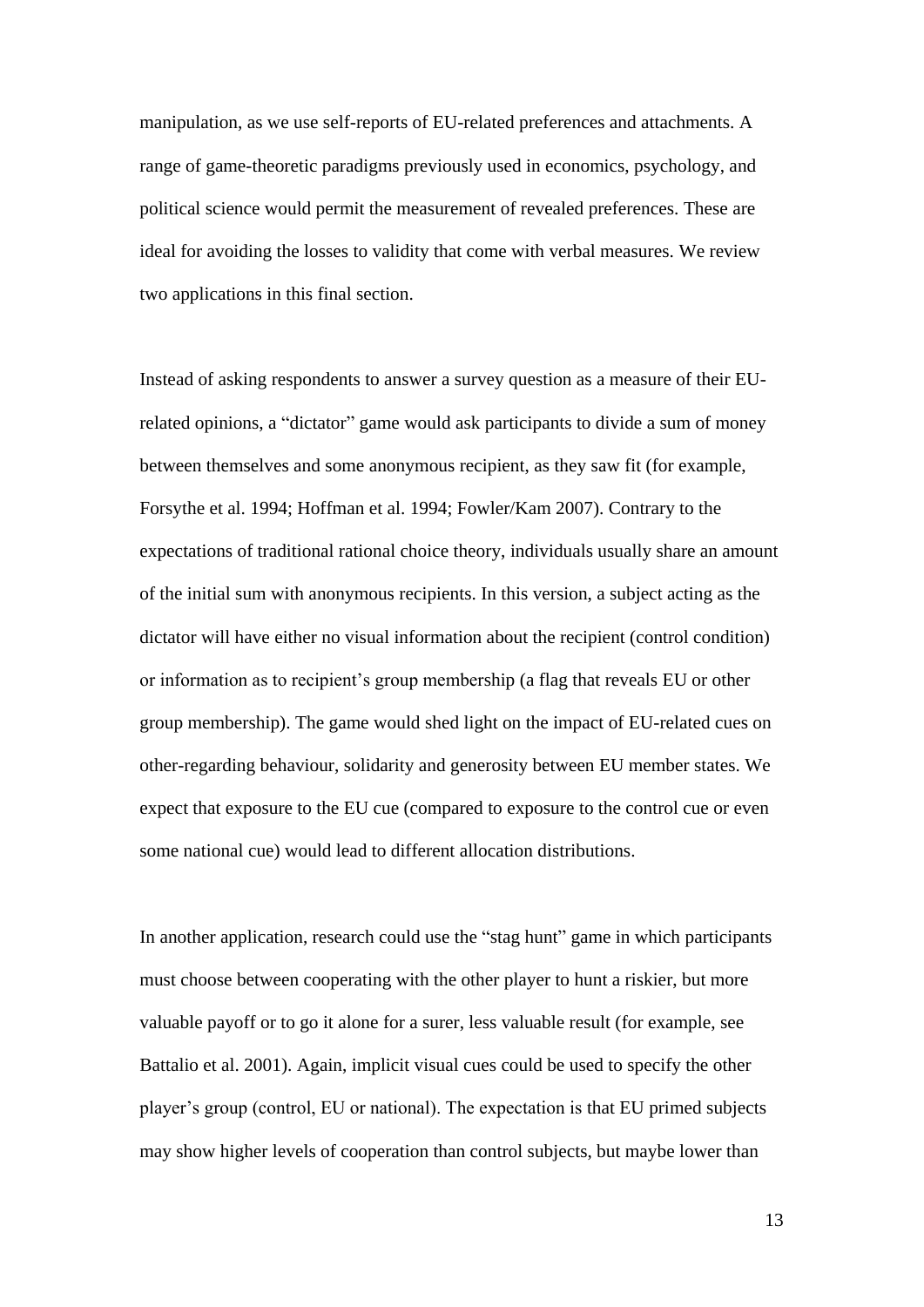manipulation, as we use self-reports of EU-related preferences and attachments. A range of game-theoretic paradigms previously used in economics, psychology, and political science would permit the measurement of revealed preferences. These are ideal for avoiding the losses to validity that come with verbal measures. We review two applications in this final section.

Instead of asking respondents to answer a survey question as a measure of their EU-related opinions, a "dictator" game would ask participants to divide a sum of money between themselves and some anonymous recipient, as they saw fit (for example, Forsythe et al. 1994; Hoffman et al. 1994; Fowler/Kam 2007). Contrary to the expectations of traditional rational choice theory, individuals usually share an amount of the initial sum with anonymous recipients. In this version, a subject acting as the dictator will have either no visual information about the recipient (control condition) or information as to recipient's group membership (a flag that reveals EU or other group membership). The game would shed light on the impact of EU-related cues on other-regarding behaviour, solidarity and generosity between EU member states. We expect that exposure to the EU cue (compared to exposure to the control cue or even some national cue) would lead to different allocation distributions.

In another application, research could use the "stag hunt" game in which participants must choose between cooperating with the other player to hunt a riskier, but more valuable payoff or to go it alone for a surer, less valuable result (for example, see Battalio et al. 2001). Again, implicit visual cues could be used to specify the other player's group (control, EU or national). The expectation is that EU primed subjects may show higher levels of cooperation than control subjects, but maybe lower than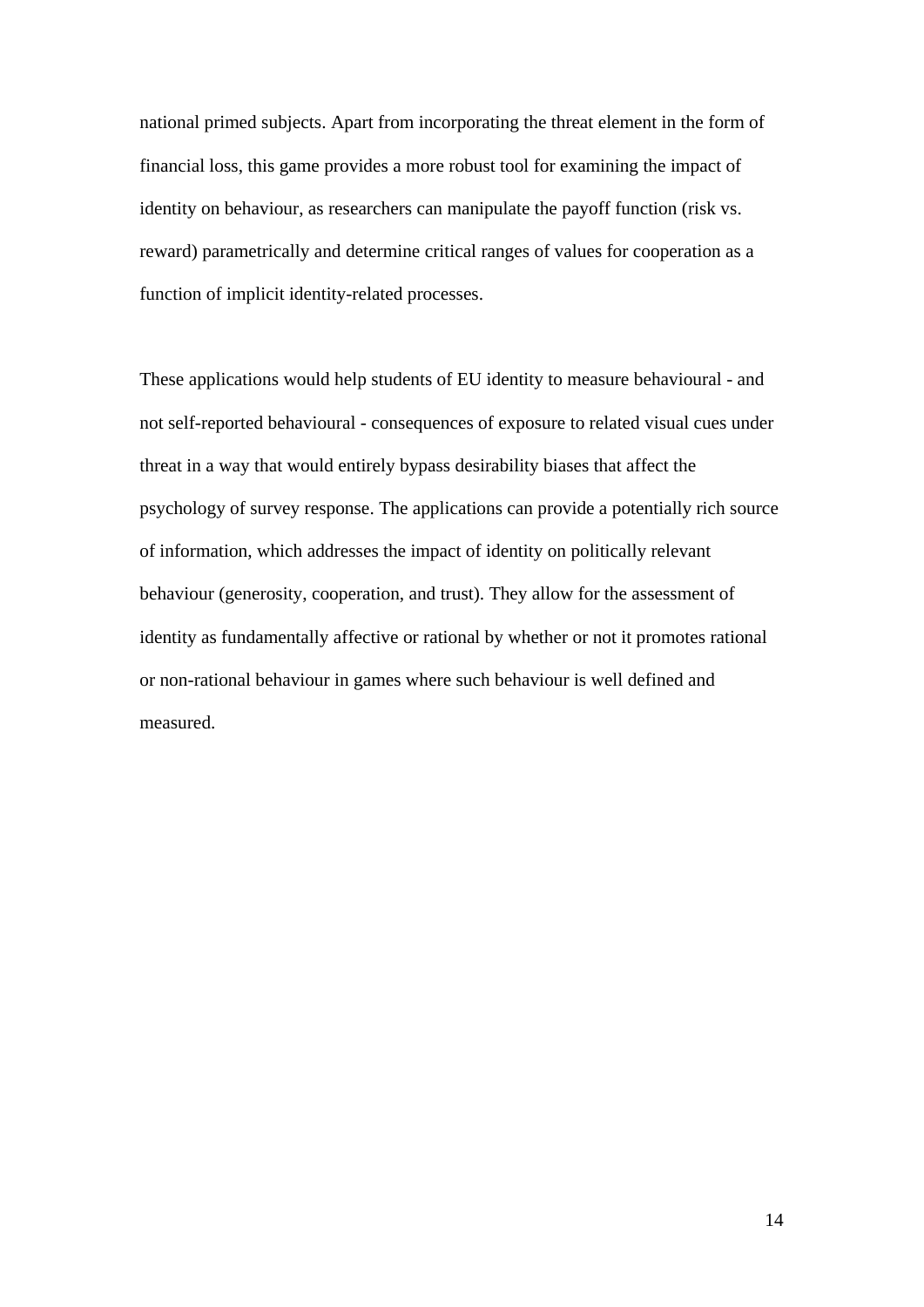national primed subjects. Apart from incorporating the threat element in the form of financial loss, this game provides a more robust tool for examining the impact of identity on behaviour, as researchers can manipulate the payoff function (risk vs. reward) parametrically and determine critical ranges of values for cooperation as a function of implicit identity-related processes.

These applications would help students of EU identity to measure behavioural - and not self-reported behavioural - consequences of exposure to related visual cues under threat in a way that would entirely bypass desirability biases that affect the psychology of survey response. The applications can provide a potentially rich source of information, which addresses the impact of identity on politically relevant behaviour (generosity, cooperation, and trust). They allow for the assessment of identity as fundamentally affective or rational by whether or not it promotes rational or non-rational behaviour in games where such behaviour is well defined and measured.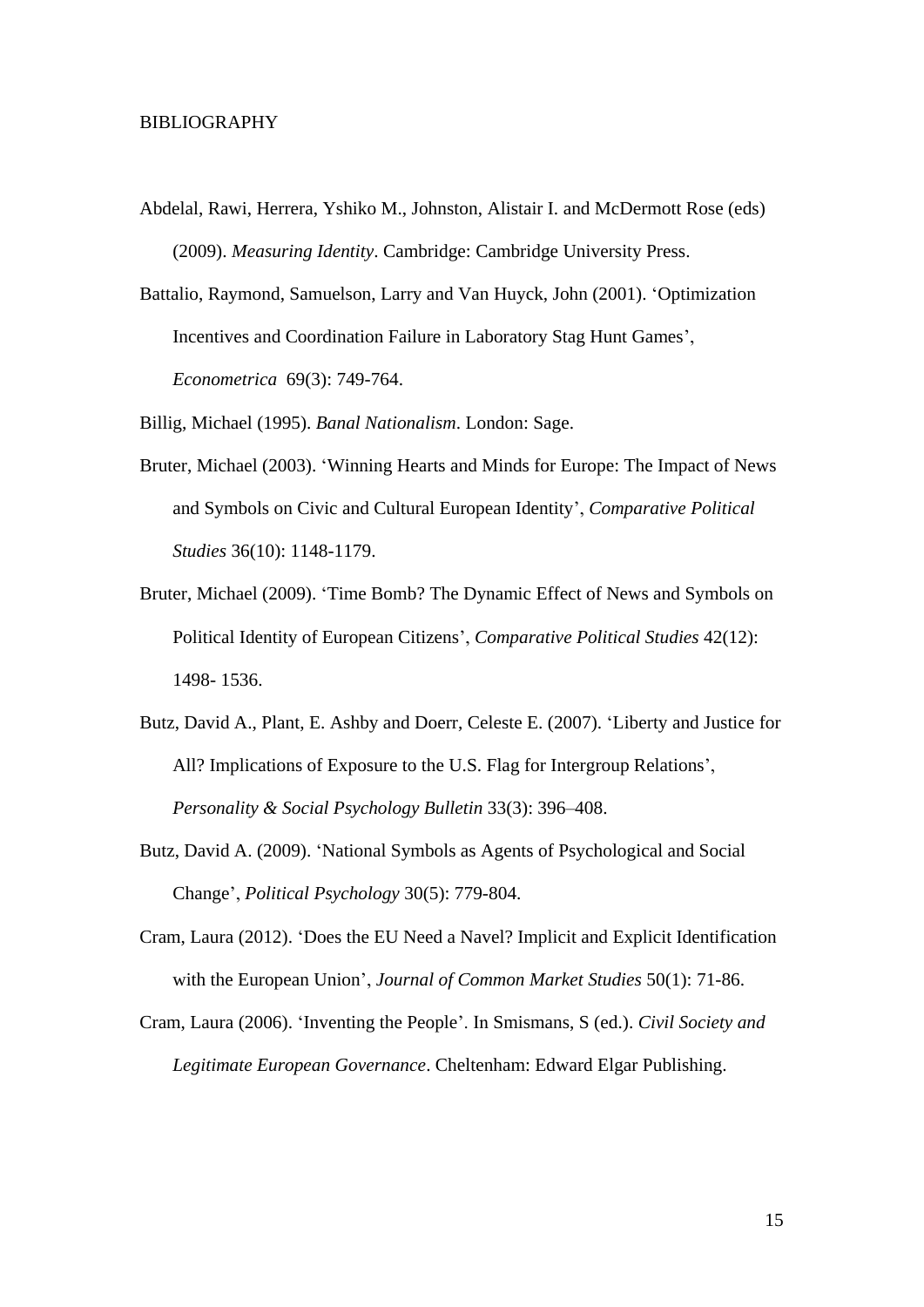# BIBLIOGRAPHY

Abdelal, Rawi, Herrera, Yshiko M., Johnston, Alistair I. and McDermott Rose (eds) (2009). *Measuring Identity*. Cambridge: Cambridge University Press.

Battalio, Raymond, Samuelson, Larry and Van Huyck, John (2001). 'Optimization Incentives and Coordination Failure in Laboratory Stag Hunt Games', *Econometrica* 69(3): 749-764.

Billig, Michael (1995). *Banal Nationalism*. London: Sage.

Bruter, Michael (2003). 'Winning Hearts and Minds for Europe: The Impact of News and Symbols on Civic and Cultural European Identity', *Comparative Political Studies* 36(10): 1148-1179.

Bruter, Michael (2009). 'Time Bomb? The Dynamic Effect of News and Symbols on Political Identity of European Citizens', *Comparative Political Studies* 42(12): 1498- 1536.

Butz, David A., Plant, E. Ashby and Doerr, Celeste E. (2007). 'Liberty and Justice for All? Implications of Exposure to the U.S. Flag for Intergroup Relations', *Personality & Social Psychology Bulletin* 33(3): 396–408.

Butz, David A. (2009). 'National Symbols as Agents of Psychological and Social Change', *Political Psychology* 30(5): 779-804.

Cram, Laura (2012). 'Does the EU Need a Navel? Implicit and Explicit Identification with the European Union', *Journal of Common Market Studies* 50(1): 71-86.

Cram, Laura (2006). 'Inventing the People'. In Smismans, S (ed.). *Civil Society and Legitimate European Governance*. Cheltenham: Edward Elgar Publishing.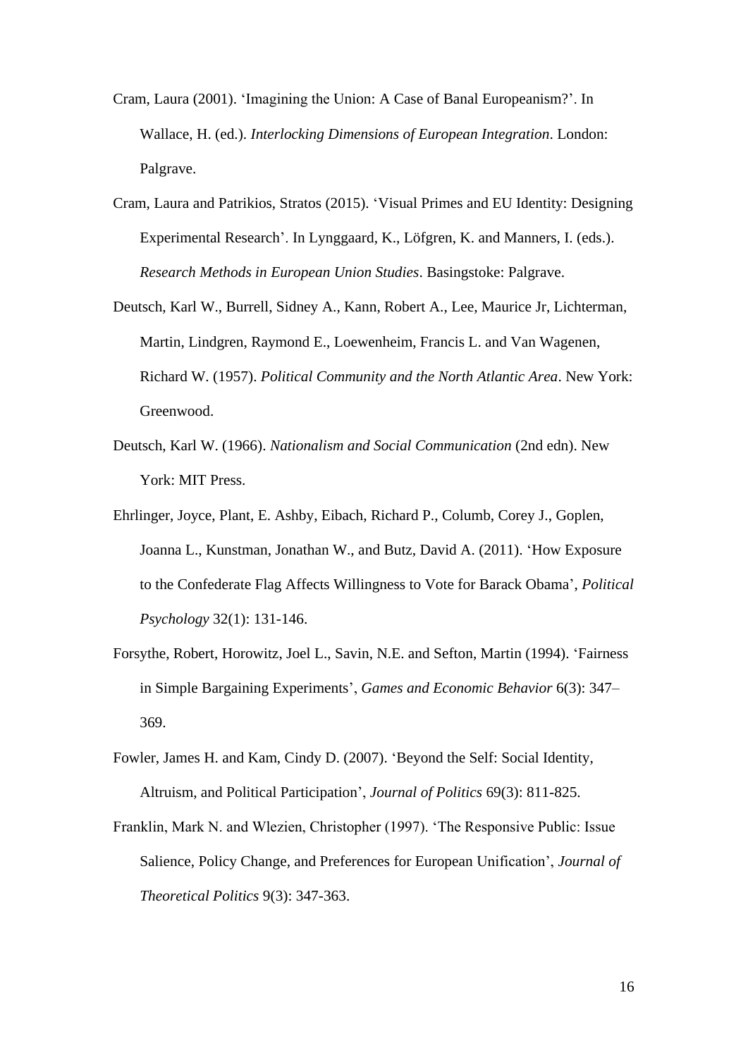Cram, Laura (2001). 'Imagining the Union: A Case of Banal Europeanism?'. In Wallace, H. (ed.). *Interlocking Dimensions of European Integration*. London: Palgrave.

Cram, Laura and Patrikios, Stratos (2015). 'Visual Primes and EU Identity: Designing Experimental Research'. In Lynggaard, K., Löfgren, K. and Manners, I. (eds.). *Research Methods in European Union Studies*. Basingstoke: Palgrave.

Deutsch, Karl W., Burrell, Sidney A., Kann, Robert A., Lee, Maurice Jr, Lichterman, Martin, Lindgren, Raymond E., Loewenheim, Francis L. and Van Wagenen, Richard W. (1957). *Political Community and the North Atlantic Area*. New York: Greenwood.

Deutsch, Karl W. (1966). *Nationalism and Social Communication* (2nd edn). New York: MIT Press.

Ehrlinger, Joyce, Plant, E. Ashby, Eibach, Richard P., Columb, Corey J., Goplen, Joanna L., Kunstman, Jonathan W., and Butz, David A. (2011). 'How Exposure to the Confederate Flag Affects Willingness to Vote for Barack Obama', *Political Psychology* 32(1): 131-146.

Forsythe, Robert, Horowitz, Joel L., Savin, N.E. and Sefton, Martin (1994). 'Fairness in Simple Bargaining Experiments', *Games and Economic Behavior* 6(3): 347–369.

Fowler, James H. and Kam, Cindy D. (2007). 'Beyond the Self: Social Identity, Altruism, and Political Participation', *Journal of Politics* 69(3): 811-825.

Franklin, Mark N. and Wlezien, Christopher (1997). 'The Responsive Public: Issue Salience, Policy Change, and Preferences for European Unification', *Journal of Theoretical Politics* 9(3): 347-363.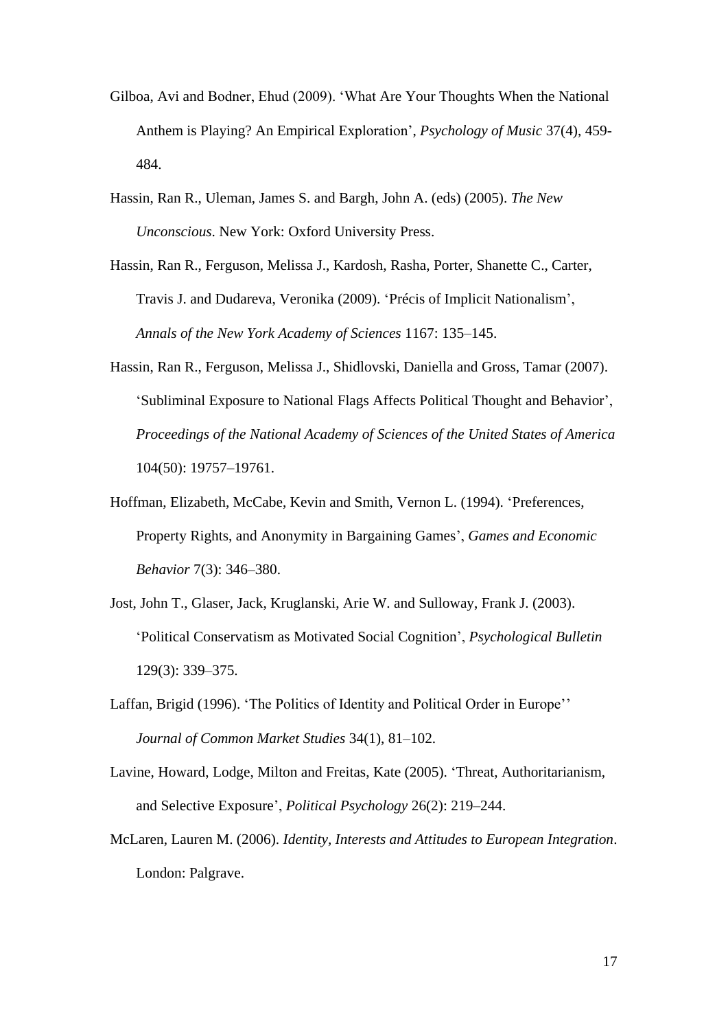Gilboa, Avi and Bodner, Ehud (2009). 'What Are Your Thoughts When the National Anthem is Playing? An Empirical Exploration', *Psychology of Music* 37(4), 459-484.

Hassin, Ran R., Uleman, James S. and Bargh, John A. (eds) (2005). *The New Unconscious*. New York: Oxford University Press.

Hassin, Ran R., Ferguson, Melissa J., Kardosh, Rasha, Porter, Shanette C., Carter, Travis J. and Dudareva, Veronika (2009). 'Précis of Implicit Nationalism', *Annals of the New York Academy of Sciences* 1167: 135–145.

Hassin, Ran R., Ferguson, Melissa J., Shidlovski, Daniella and Gross, Tamar (2007). 'Subliminal Exposure to National Flags Affects Political Thought and Behavior', *Proceedings of the National Academy of Sciences of the United States of America* 104(50): 19757–19761.

Hoffman, Elizabeth, McCabe, Kevin and Smith, Vernon L. (1994). 'Preferences, Property Rights, and Anonymity in Bargaining Games', *Games and Economic Behavior* 7(3): 346–380.

Jost, John T., Glaser, Jack, Kruglanski, Arie W. and Sulloway, Frank J. (2003). 'Political Conservatism as Motivated Social Cognition', *Psychological Bulletin* 129(3): 339–375.

Laffan, Brigid (1996). 'The Politics of Identity and Political Order in Europe'' *Journal of Common Market Studies* 34(1), 81–102.

Lavine, Howard, Lodge, Milton and Freitas, Kate (2005). 'Threat, Authoritarianism, and Selective Exposure', *Political Psychology* 26(2): 219–244.

McLaren, Lauren M. (2006). *Identity, Interests and Attitudes to European Integration*. London: Palgrave.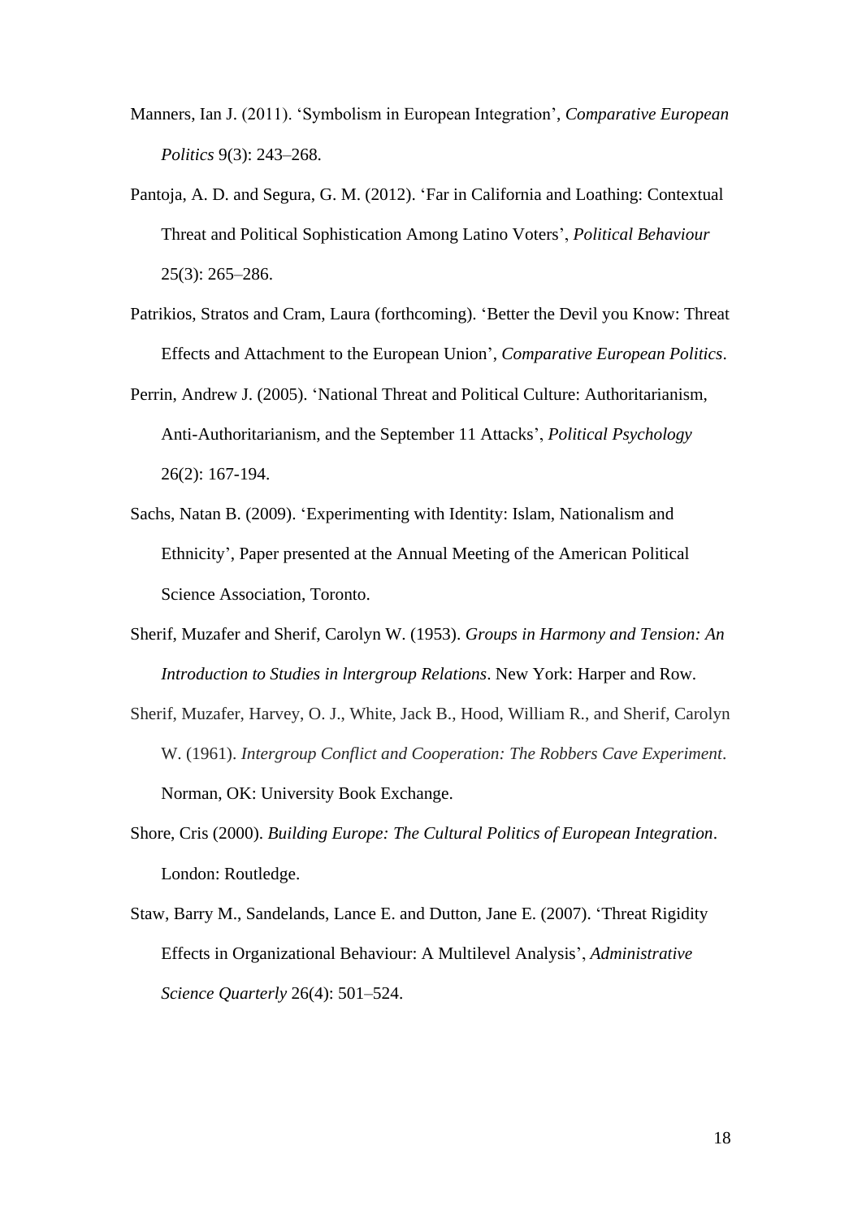Manners, Ian J. (2011). 'Symbolism in European Integration', *Comparative European Politics* 9(3): 243–268.

Pantoja, A. D. and Segura, G. M. (2012). 'Far in California and Loathing: Contextual Threat and Political Sophistication Among Latino Voters', *Political Behaviour* 25(3): 265–286.

Patrikios, Stratos and Cram, Laura (forthcoming). 'Better the Devil you Know: Threat Effects and Attachment to the European Union', *Comparative European Politics*.

Perrin, Andrew J. (2005). 'National Threat and Political Culture: Authoritarianism, Anti-Authoritarianism, and the September 11 Attacks', *Political Psychology* 26(2): 167-194.

Sachs, Natan B. (2009). 'Experimenting with Identity: Islam, Nationalism and Ethnicity', Paper presented at the Annual Meeting of the American Political Science Association, Toronto.

Sherif, Muzafer and Sherif, Carolyn W. (1953). *Groups in Harmony and Tension: An Introduction to Studies in lntergroup Relations*. New York: Harper and Row.

Sherif, Muzafer, Harvey, O. J., White, Jack B., Hood, William R., and Sherif, Carolyn W. (1961). *Intergroup Conflict and Cooperation: The Robbers Cave Experiment*. Norman, OK: University Book Exchange.

Shore, Cris (2000). *Building Europe: The Cultural Politics of European Integration*. London: Routledge.

Staw, Barry M., Sandelands, Lance E. and Dutton, Jane E. (2007). 'Threat Rigidity Effects in Organizational Behaviour: A Multilevel Analysis', *Administrative Science Quarterly* 26(4): 501–524.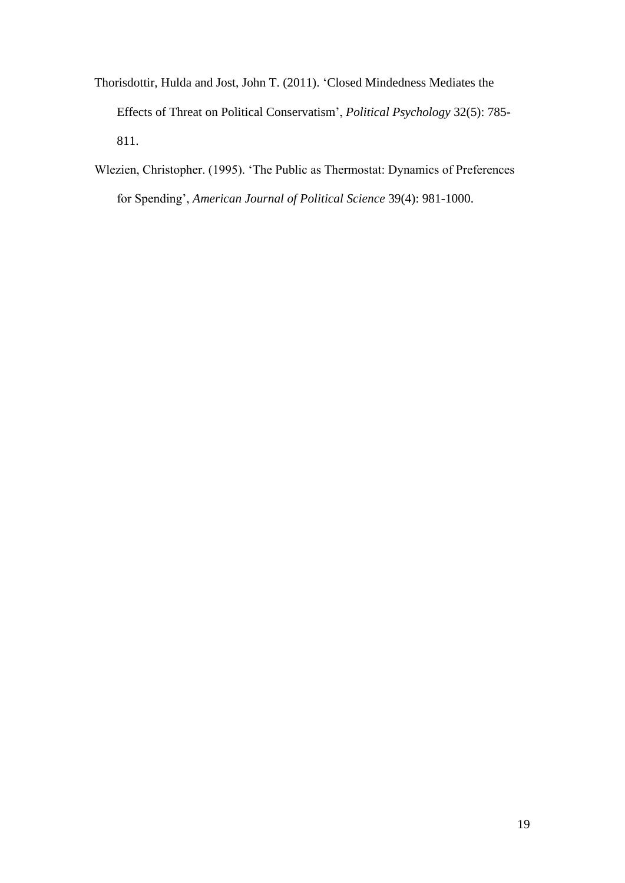Thorisdottir, Hulda and Jost, John T. (2011). 'Closed Mindedness Mediates the Effects of Threat on Political Conservatism', *Political Psychology* 32(5): 785-811.

Wlezien, Christopher. (1995). 'The Public as Thermostat: Dynamics of Preferences for Spending', *American Journal of Political Science* 39(4): 981-1000.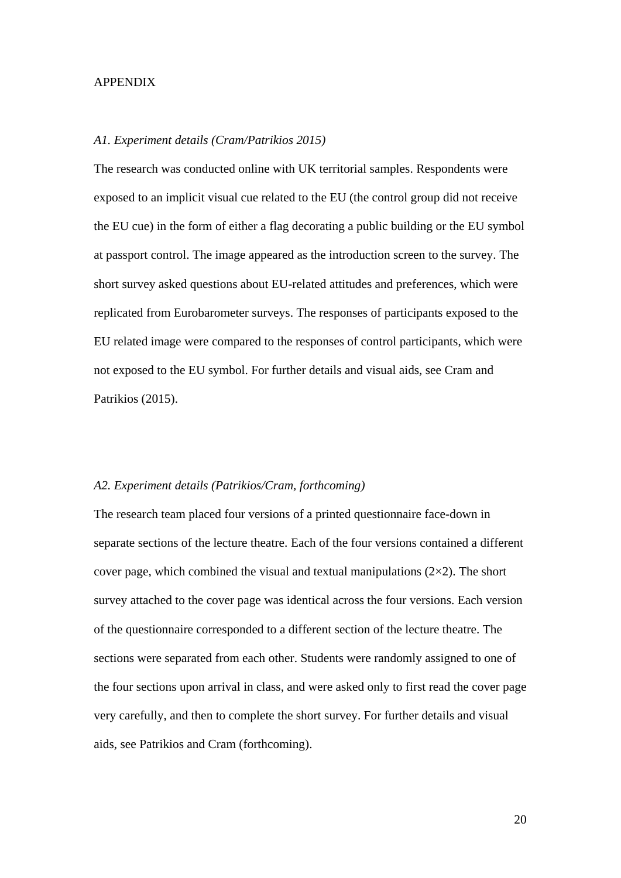# APPENDIX

### *A1. Experiment details (Cram/Patrikios 2015)*

The research was conducted online with UK territorial samples. Respondents were exposed to an implicit visual cue related to the EU (the control group did not receive the EU cue) in the form of either a flag decorating a public building or the EU symbol at passport control. The image appeared as the introduction screen to the survey. The short survey asked questions about EU-related attitudes and preferences, which were replicated from Eurobarometer surveys. The responses of participants exposed to the EU related image were compared to the responses of control participants, which were not exposed to the EU symbol. For further details and visual aids, see Cram and Patrikios (2015).

### *A2. Experiment details (Patrikios/Cram, forthcoming)*

The research team placed four versions of a printed questionnaire face-down in separate sections of the lecture theatre. Each of the four versions contained a different cover page, which combined the visual and textual manipulations (2×2). The short survey attached to the cover page was identical across the four versions. Each version of the questionnaire corresponded to a different section of the lecture theatre. The sections were separated from each other. Students were randomly assigned to one of the four sections upon arrival in class, and were asked only to first read the cover page very carefully, and then to complete the short survey. For further details and visual aids, see Patrikios and Cram (forthcoming).